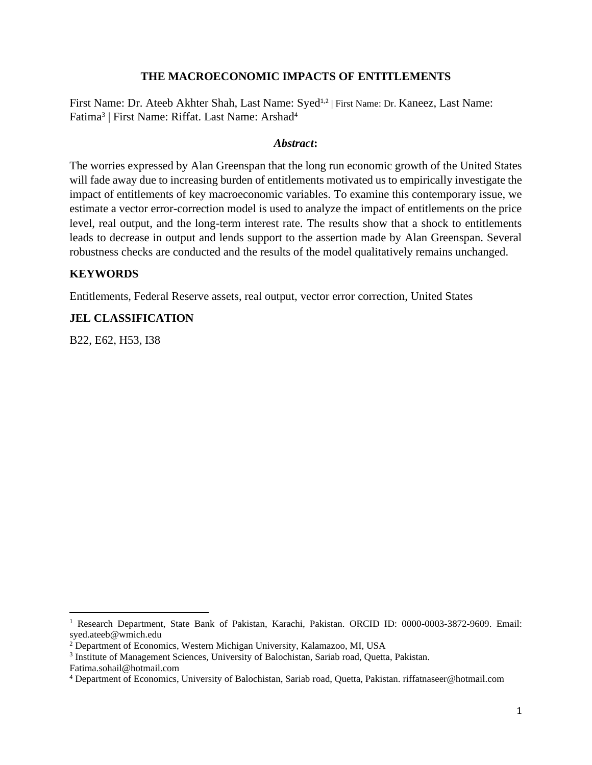# THE MACROECONOMIC IMPACTS OF ENTITLEMENTS

First Name: Dr. Ateeb Akhter Shah, Last Name: Syed[1,2] | First Name: Dr. Kaneez, Last Name: Fatima[3] | First Name: Riffat. Last Name: Arshad[4]

***Abstract*:**

The worries expressed by Alan Greenspan that the long run economic growth of the United States will fade away due to increasing burden of entitlements motivated us to empirically investigate the impact of entitlements of key macroeconomic variables. To examine this contemporary issue, we estimate a vector error-correction model is used to analyze the impact of entitlements on the price level, real output, and the long-term interest rate. The results show that a shock to entitlements leads to decrease in output and lends support to the assertion made by Alan Greenspan. Several robustness checks are conducted and the results of the model qualitatively remains unchanged.

## KEYWORDS

Entitlements, Federal Reserve assets, real output, vector error correction, United States

## JEL CLASSIFICATION

B22, E62, H53, I38

---

[1] Research Department, State Bank of Pakistan, Karachi, Pakistan. ORCID ID: 0000-0003-3872-9609. Email: syed.ateeb@wmich.edu

[2] Department of Economics, Western Michigan University, Kalamazoo, MI, USA

[3] Institute of Management Sciences, University of Balochistan, Sariab road, Quetta, Pakistan. Fatima.sohail@hotmail.com

[4] Department of Economics, University of Balochistan, Sariab road, Quetta, Pakistan. riffatnaseer@hotmail.com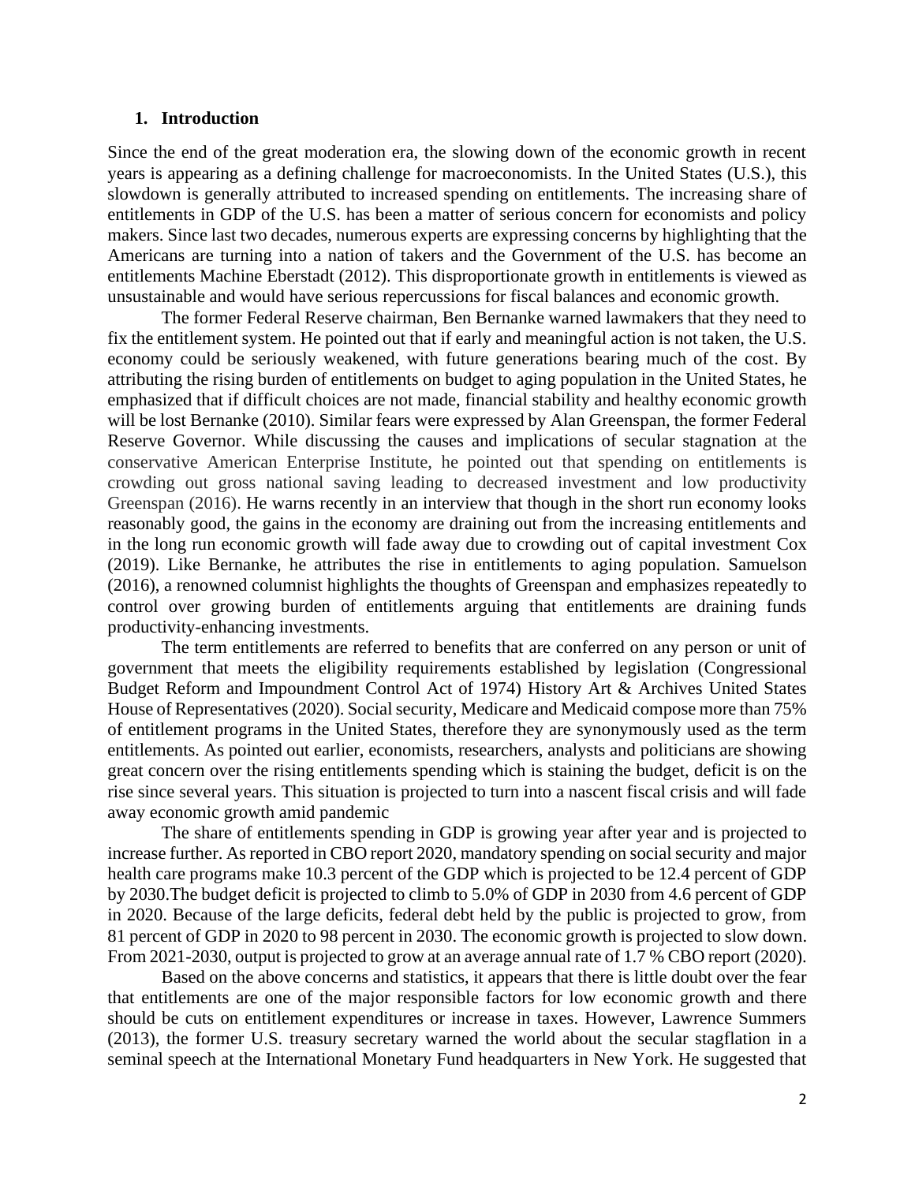## 1. Introduction

Since the end of the great moderation era, the slowing down of the economic growth in recent years is appearing as a defining challenge for macroeconomists. In the United States (U.S.), this slowdown is generally attributed to increased spending on entitlements. The increasing share of entitlements in GDP of the U.S. has been a matter of serious concern for economists and policy makers. Since last two decades, numerous experts are expressing concerns by highlighting that the Americans are turning into a nation of takers and the Government of the U.S. has become an entitlements Machine Eberstadt (2012). This disproportionate growth in entitlements is viewed as unsustainable and would have serious repercussions for fiscal balances and economic growth.

The former Federal Reserve chairman, Ben Bernanke warned lawmakers that they need to fix the entitlement system. He pointed out that if early and meaningful action is not taken, the U.S. economy could be seriously weakened, with future generations bearing much of the cost. By attributing the rising burden of entitlements on budget to aging population in the United States, he emphasized that if difficult choices are not made, financial stability and healthy economic growth will be lost Bernanke (2010). Similar fears were expressed by Alan Greenspan, the former Federal Reserve Governor. While discussing the causes and implications of secular stagnation at the conservative American Enterprise Institute, he pointed out that spending on entitlements is crowding out gross national saving leading to decreased investment and low productivity Greenspan (2016). He warns recently in an interview that though in the short run economy looks reasonably good, the gains in the economy are draining out from the increasing entitlements and in the long run economic growth will fade away due to crowding out of capital investment Cox (2019). Like Bernanke, he attributes the rise in entitlements to aging population. Samuelson (2016), a renowned columnist highlights the thoughts of Greenspan and emphasizes repeatedly to control over growing burden of entitlements arguing that entitlements are draining funds productivity-enhancing investments.

The term entitlements are referred to benefits that are conferred on any person or unit of government that meets the eligibility requirements established by legislation (Congressional Budget Reform and Impoundment Control Act of 1974) History Art & Archives United States House of Representatives (2020). Social security, Medicare and Medicaid compose more than 75% of entitlement programs in the United States, therefore they are synonymously used as the term entitlements. As pointed out earlier, economists, researchers, analysts and politicians are showing great concern over the rising entitlements spending which is staining the budget, deficit is on the rise since several years. This situation is projected to turn into a nascent fiscal crisis and will fade away economic growth amid pandemic

The share of entitlements spending in GDP is growing year after year and is projected to increase further. As reported in CBO report 2020, mandatory spending on social security and major health care programs make 10.3 percent of the GDP which is projected to be 12.4 percent of GDP by 2030.The budget deficit is projected to climb to 5.0% of GDP in 2030 from 4.6 percent of GDP in 2020. Because of the large deficits, federal debt held by the public is projected to grow, from 81 percent of GDP in 2020 to 98 percent in 2030. The economic growth is projected to slow down. From 2021-2030, output is projected to grow at an average annual rate of 1.7 % CBO report (2020).

Based on the above concerns and statistics, it appears that there is little doubt over the fear that entitlements are one of the major responsible factors for low economic growth and there should be cuts on entitlement expenditures or increase in taxes. However, Lawrence Summers (2013), the former U.S. treasury secretary warned the world about the secular stagflation in a seminal speech at the International Monetary Fund headquarters in New York. He suggested that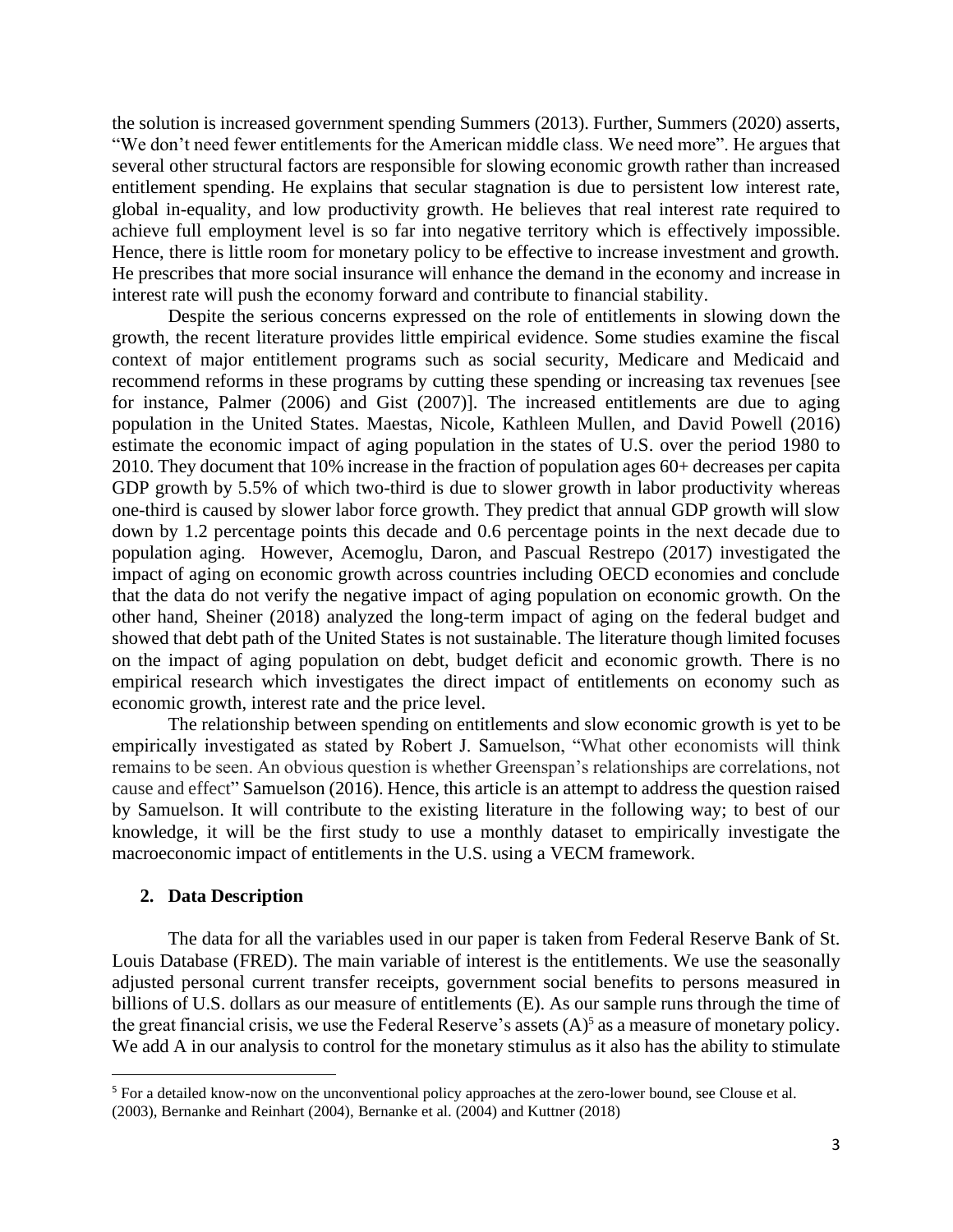the solution is increased government spending Summers (2013). Further, Summers (2020) asserts, "We don't need fewer entitlements for the American middle class. We need more". He argues that several other structural factors are responsible for slowing economic growth rather than increased entitlement spending. He explains that secular stagnation is due to persistent low interest rate, global in-equality, and low productivity growth. He believes that real interest rate required to achieve full employment level is so far into negative territory which is effectively impossible. Hence, there is little room for monetary policy to be effective to increase investment and growth. He prescribes that more social insurance will enhance the demand in the economy and increase in interest rate will push the economy forward and contribute to financial stability.

Despite the serious concerns expressed on the role of entitlements in slowing down the growth, the recent literature provides little empirical evidence. Some studies examine the fiscal context of major entitlement programs such as social security, Medicare and Medicaid and recommend reforms in these programs by cutting these spending or increasing tax revenues [see for instance, Palmer (2006) and Gist (2007)]. The increased entitlements are due to aging population in the United States. Maestas, Nicole, Kathleen Mullen, and David Powell (2016) estimate the economic impact of aging population in the states of U.S. over the period 1980 to 2010. They document that 10% increase in the fraction of population ages 60+ decreases per capita GDP growth by 5.5% of which two-third is due to slower growth in labor productivity whereas one-third is caused by slower labor force growth. They predict that annual GDP growth will slow down by 1.2 percentage points this decade and 0.6 percentage points in the next decade due to population aging. However, Acemoglu, Daron, and Pascual Restrepo (2017) investigated the impact of aging on economic growth across countries including OECD economies and conclude that the data do not verify the negative impact of aging population on economic growth. On the other hand, Sheiner (2018) analyzed the long-term impact of aging on the federal budget and showed that debt path of the United States is not sustainable. The literature though limited focuses on the impact of aging population on debt, budget deficit and economic growth. There is no empirical research which investigates the direct impact of entitlements on economy such as economic growth, interest rate and the price level.

The relationship between spending on entitlements and slow economic growth is yet to be empirically investigated as stated by Robert J. Samuelson, "What other economists will think remains to be seen. An obvious question is whether Greenspan's relationships are correlations, not cause and effect" Samuelson (2016). Hence, this article is an attempt to address the question raised by Samuelson. It will contribute to the existing literature in the following way; to best of our knowledge, it will be the first study to use a monthly dataset to empirically investigate the macroeconomic impact of entitlements in the U.S. using a VECM framework.

## 2. Data Description

The data for all the variables used in our paper is taken from Federal Reserve Bank of St. Louis Database (FRED). The main variable of interest is the entitlements. We use the seasonally adjusted personal current transfer receipts, government social benefits to persons measured in billions of U.S. dollars as our measure of entitlements (E). As our sample runs through the time of the great financial crisis, we use the Federal Reserve's assets (A)[5] as a measure of monetary policy. We add A in our analysis to control for the monetary stimulus as it also has the ability to stimulate

[5] For a detailed know-now on the unconventional policy approaches at the zero-lower bound, see Clouse et al. (2003), Bernanke and Reinhart (2004), Bernanke et al. (2004) and Kuttner (2018)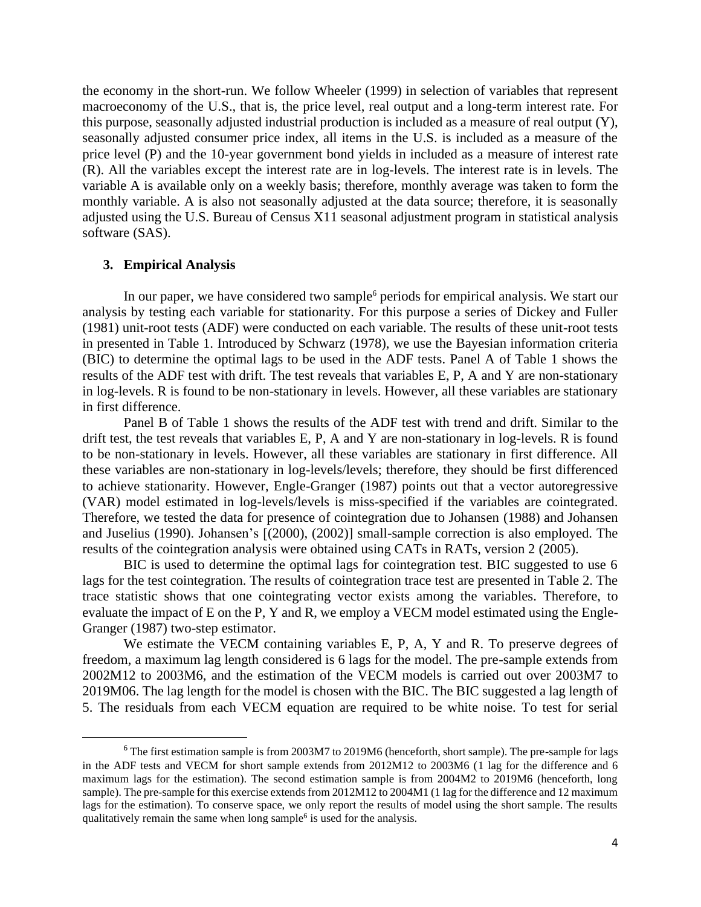the economy in the short-run. We follow Wheeler (1999) in selection of variables that represent macroeconomy of the U.S., that is, the price level, real output and a long-term interest rate. For this purpose, seasonally adjusted industrial production is included as a measure of real output (Y), seasonally adjusted consumer price index, all items in the U.S. is included as a measure of the price level (P) and the 10-year government bond yields in included as a measure of interest rate (R). All the variables except the interest rate are in log-levels. The interest rate is in levels. The variable A is available only on a weekly basis; therefore, monthly average was taken to form the monthly variable. A is also not seasonally adjusted at the data source; therefore, it is seasonally adjusted using the U.S. Bureau of Census X11 seasonal adjustment program in statistical analysis software (SAS).

## 3. Empirical Analysis

In our paper, we have considered two sample[6] periods for empirical analysis. We start our analysis by testing each variable for stationarity. For this purpose a series of Dickey and Fuller (1981) unit-root tests (ADF) were conducted on each variable. The results of these unit-root tests in presented in Table 1. Introduced by Schwarz (1978), we use the Bayesian information criteria (BIC) to determine the optimal lags to be used in the ADF tests. Panel A of Table 1 shows the results of the ADF test with drift. The test reveals that variables E, P, A and Y are non-stationary in log-levels. R is found to be non-stationary in levels. However, all these variables are stationary in first difference.

Panel B of Table 1 shows the results of the ADF test with trend and drift. Similar to the drift test, the test reveals that variables E, P, A and Y are non-stationary in log-levels. R is found to be non-stationary in levels. However, all these variables are stationary in first difference. All these variables are non-stationary in log-levels/levels; therefore, they should be first differenced to achieve stationarity. However, Engle-Granger (1987) points out that a vector autoregressive (VAR) model estimated in log-levels/levels is miss-specified if the variables are cointegrated. Therefore, we tested the data for presence of cointegration due to Johansen (1988) and Johansen and Juselius (1990). Johansen's [(2000), (2002)] small-sample correction is also employed. The results of the cointegration analysis were obtained using CATs in RATs, version 2 (2005).

BIC is used to determine the optimal lags for cointegration test. BIC suggested to use 6 lags for the test cointegration. The results of cointegration trace test are presented in Table 2. The trace statistic shows that one cointegrating vector exists among the variables. Therefore, to evaluate the impact of E on the P, Y and R, we employ a VECM model estimated using the Engle-Granger (1987) two-step estimator.

We estimate the VECM containing variables E, P, A, Y and R. To preserve degrees of freedom, a maximum lag length considered is 6 lags for the model. The pre-sample extends from 2002M12 to 2003M6, and the estimation of the VECM models is carried out over 2003M7 to 2019M06. The lag length for the model is chosen with the BIC. The BIC suggested a lag length of 5. The residuals from each VECM equation are required to be white noise. To test for serial

---

[6] The first estimation sample is from 2003M7 to 2019M6 (henceforth, short sample). The pre-sample for lags in the ADF tests and VECM for short sample extends from 2012M12 to 2003M6 (1 lag for the difference and 6 maximum lags for the estimation). The second estimation sample is from 2004M2 to 2019M6 (henceforth, long sample). The pre-sample for this exercise extends from 2012M12 to 2004M1 (1 lag for the difference and 12 maximum lags for the estimation). To conserve space, we only report the results of model using the short sample. The results qualitatively remain the same when long sample[6] is used for the analysis.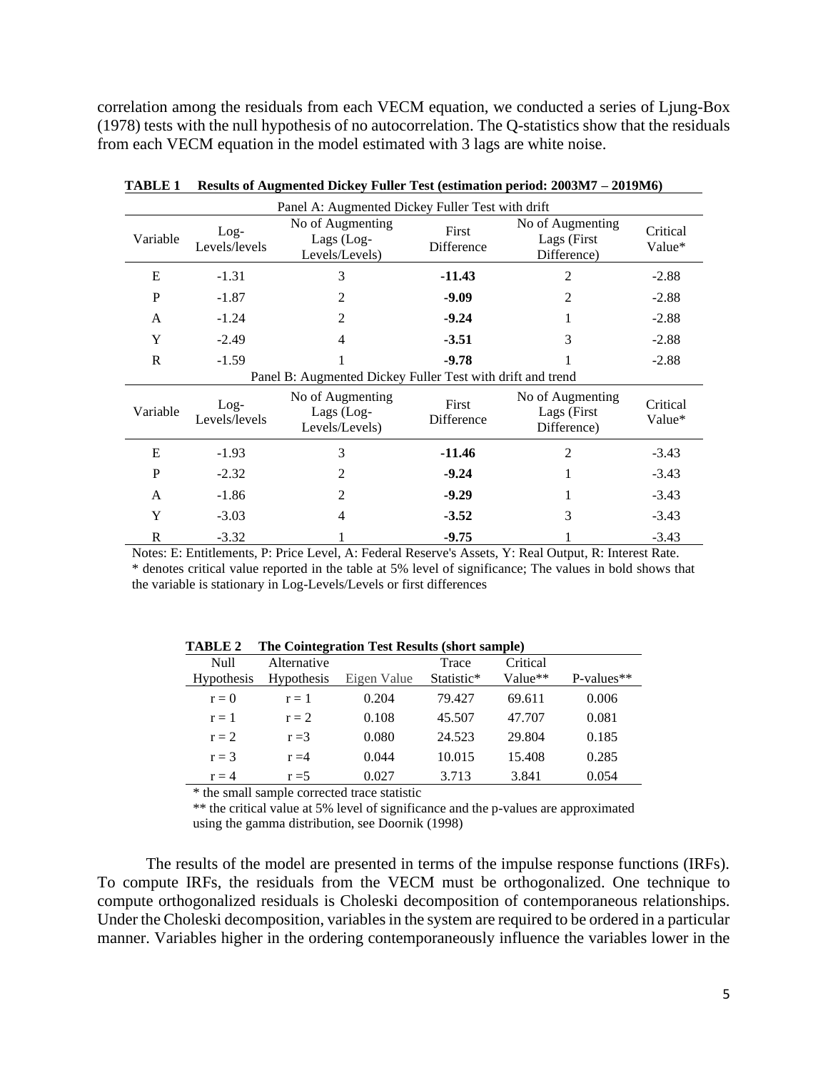correlation among the residuals from each VECM equation, we conducted a series of Ljung-Box (1978) tests with the null hypothesis of no autocorrelation. The Q-statistics show that the residuals from each VECM equation in the model estimated with 3 lags are white noise.

**TABLE 1 Results of Augmented Dickey Fuller Test (estimation period: 2003M7 – 2019M6)**

| Panel A: Augmented Dickey Fuller Test with drift | | | | | |
|---|---|---|---|---|---|
| Variable | Log-Levels/levels | No of Augmenting Lags (Log-Levels/Levels) | First Difference | No of Augmenting Lags (First Difference) | Critical Value* |
| E | -1.31 | 3 | **-11.43** | 2 | -2.88 |
| P | -1.87 | 2 | **-9.09** | 2 | -2.88 |
| A | -1.24 | 2 | **-9.24** | 1 | -2.88 |
| Y | -2.49 | 4 | **-3.51** | 3 | -2.88 |
| R | -1.59 | 1 | **-9.78** | 1 | -2.88 |
| **Panel B: Augmented Dickey Fuller Test with drift and trend** | | | | | |
| Variable | Log-Levels/levels | No of Augmenting Lags (Log-Levels/Levels) | First Difference | No of Augmenting Lags (First Difference) | Critical Value* |
| E | -1.93 | 3 | **-11.46** | 2 | -3.43 |
| P | -2.32 | 2 | **-9.24** | 1 | -3.43 |
| A | -1.86 | 2 | **-9.29** | 1 | -3.43 |
| Y | -3.03 | 4 | **-3.52** | 3 | -3.43 |
| R | -3.32 | 1 | **-9.75** | 1 | -3.43 |

Notes: E: Entitlements, P: Price Level, A: Federal Reserve's Assets, Y: Real Output, R: Interest Rate.
* denotes critical value reported in the table at 5% level of significance; The values in bold shows that the variable is stationary in Log-Levels/Levels or first differences

**TABLE 2 The Cointegration Test Results (short sample)**

| Null Hypothesis | Alternative Hypothesis | Eigen Value | Trace Statistic* | Critical Value** | P-values** |
|---|---|---|---|---|---|
| r = 0 | r = 1 | 0.204 | 79.427 | 69.611 | 0.006 |
| r = 1 | r = 2 | 0.108 | 45.507 | 47.707 | 0.081 |
| r = 2 | r =3 | 0.080 | 24.523 | 29.804 | 0.185 |
| r = 3 | r =4 | 0.044 | 10.015 | 15.408 | 0.285 |
| r = 4 | r =5 | 0.027 | 3.713 | 3.841 | 0.054 |

* the small sample corrected trace statistic
** the critical value at 5% level of significance and the p-values are approximated using the gamma distribution, see Doornik (1998)

The results of the model are presented in terms of the impulse response functions (IRFs). To compute IRFs, the residuals from the VECM must be orthogonalized. One technique to compute orthogonalized residuals is Choleski decomposition of contemporaneous relationships. Under the Choleski decomposition, variables in the system are required to be ordered in a particular manner. Variables higher in the ordering contemporaneously influence the variables lower in the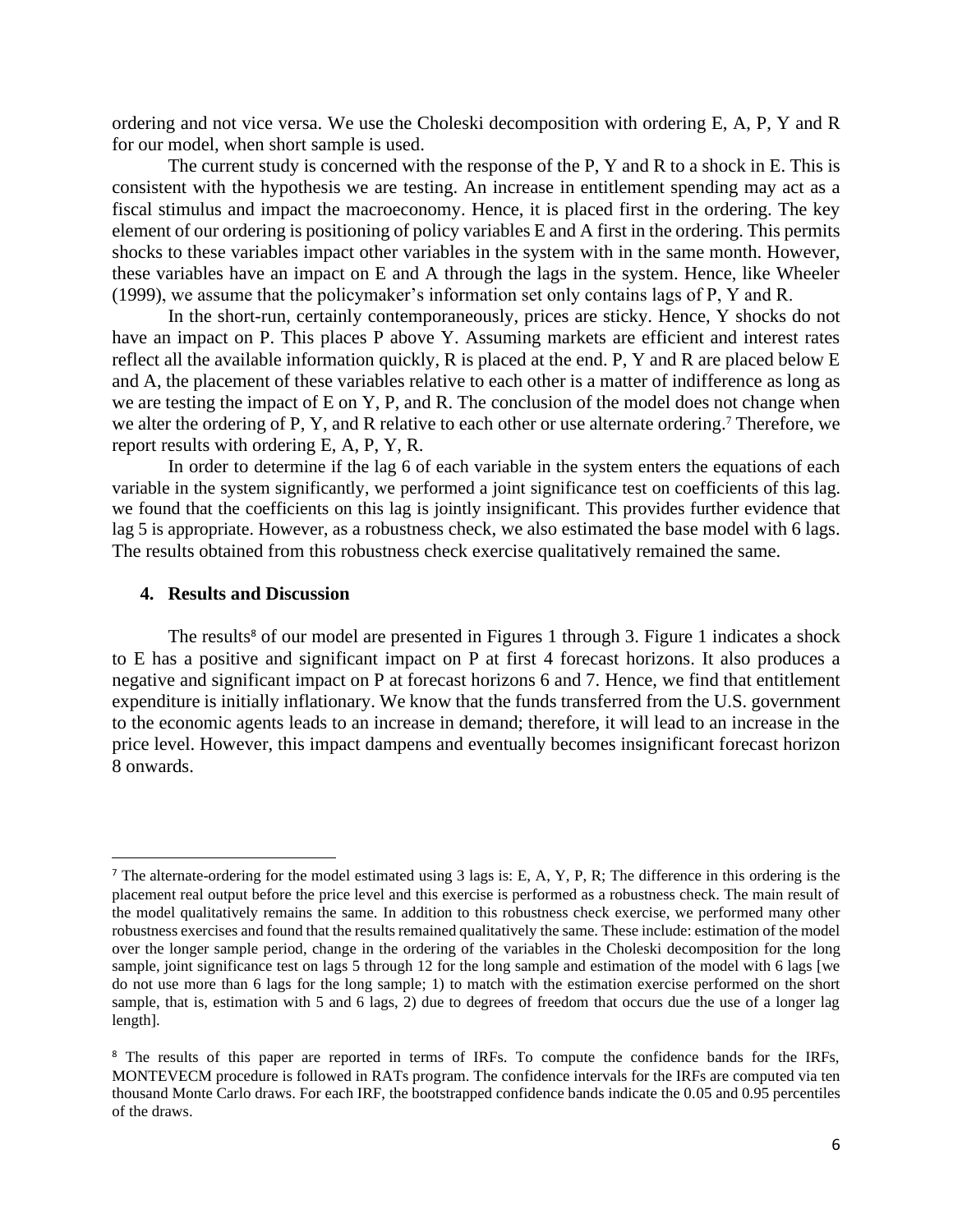ordering and not vice versa. We use the Choleski decomposition with ordering E, A, P, Y and R for our model, when short sample is used.

The current study is concerned with the response of the P, Y and R to a shock in E. This is consistent with the hypothesis we are testing. An increase in entitlement spending may act as a fiscal stimulus and impact the macroeconomy. Hence, it is placed first in the ordering. The key element of our ordering is positioning of policy variables E and A first in the ordering. This permits shocks to these variables impact other variables in the system with in the same month. However, these variables have an impact on E and A through the lags in the system. Hence, like Wheeler (1999), we assume that the policymaker's information set only contains lags of P, Y and R.

In the short-run, certainly contemporaneously, prices are sticky. Hence, Y shocks do not have an impact on P. This places P above Y. Assuming markets are efficient and interest rates reflect all the available information quickly, R is placed at the end. P, Y and R are placed below E and A, the placement of these variables relative to each other is a matter of indifference as long as we are testing the impact of E on Y, P, and R. The conclusion of the model does not change when we alter the ordering of P, Y, and R relative to each other or use alternate ordering.[7] Therefore, we report results with ordering E, A, P, Y, R.

In order to determine if the lag 6 of each variable in the system enters the equations of each variable in the system significantly, we performed a joint significance test on coefficients of this lag. we found that the coefficients on this lag is jointly insignificant. This provides further evidence that lag 5 is appropriate. However, as a robustness check, we also estimated the base model with 6 lags. The results obtained from this robustness check exercise qualitatively remained the same.

## 4. Results and Discussion

The results[8] of our model are presented in Figures 1 through 3. Figure 1 indicates a shock to E has a positive and significant impact on P at first 4 forecast horizons. It also produces a negative and significant impact on P at forecast horizons 6 and 7. Hence, we find that entitlement expenditure is initially inflationary. We know that the funds transferred from the U.S. government to the economic agents leads to an increase in demand; therefore, it will lead to an increase in the price level. However, this impact dampens and eventually becomes insignificant forecast horizon 8 onwards.

---

[7] The alternate-ordering for the model estimated using 3 lags is: E, A, Y, P, R; The difference in this ordering is the placement real output before the price level and this exercise is performed as a robustness check. The main result of the model qualitatively remains the same. In addition to this robustness check exercise, we performed many other robustness exercises and found that the results remained qualitatively the same. These include: estimation of the model over the longer sample period, change in the ordering of the variables in the Choleski decomposition for the long sample, joint significance test on lags 5 through 12 for the long sample and estimation of the model with 6 lags [we do not use more than 6 lags for the long sample; 1) to match with the estimation exercise performed on the short sample, that is, estimation with 5 and 6 lags, 2) due to degrees of freedom that occurs due the use of a longer lag length].

[8] The results of this paper are reported in terms of IRFs. To compute the confidence bands for the IRFs, MONTEVECM procedure is followed in RATs program. The confidence intervals for the IRFs are computed via ten thousand Monte Carlo draws. For each IRF, the bootstrapped confidence bands indicate the 0.05 and 0.95 percentiles of the draws.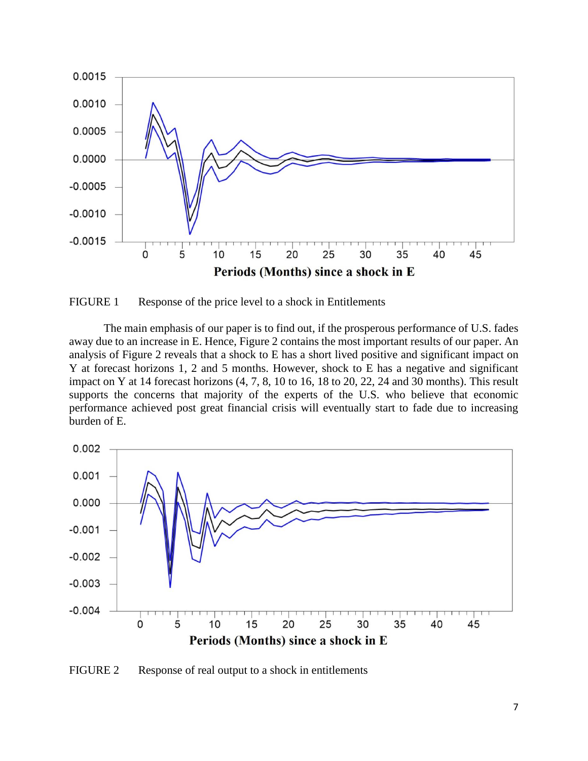FIGURE 1 Response of the price level to a shock in Entitlements

The main emphasis of our paper is to find out, if the prosperous performance of U.S. fades away due to an increase in E. Hence, Figure 2 contains the most important results of our paper. An analysis of Figure 2 reveals that a shock to E has a short lived positive and significant impact on Y at forecast horizons 1, 2 and 5 months. However, shock to E has a negative and significant impact on Y at 14 forecast horizons (4, 7, 8, 10 to 16, 18 to 20, 22, 24 and 30 months). This result supports the concerns that majority of the experts of the U.S. who believe that economic performance achieved post great financial crisis will eventually start to fade due to increasing burden of E.

FIGURE 2 Response of real output to a shock in entitlements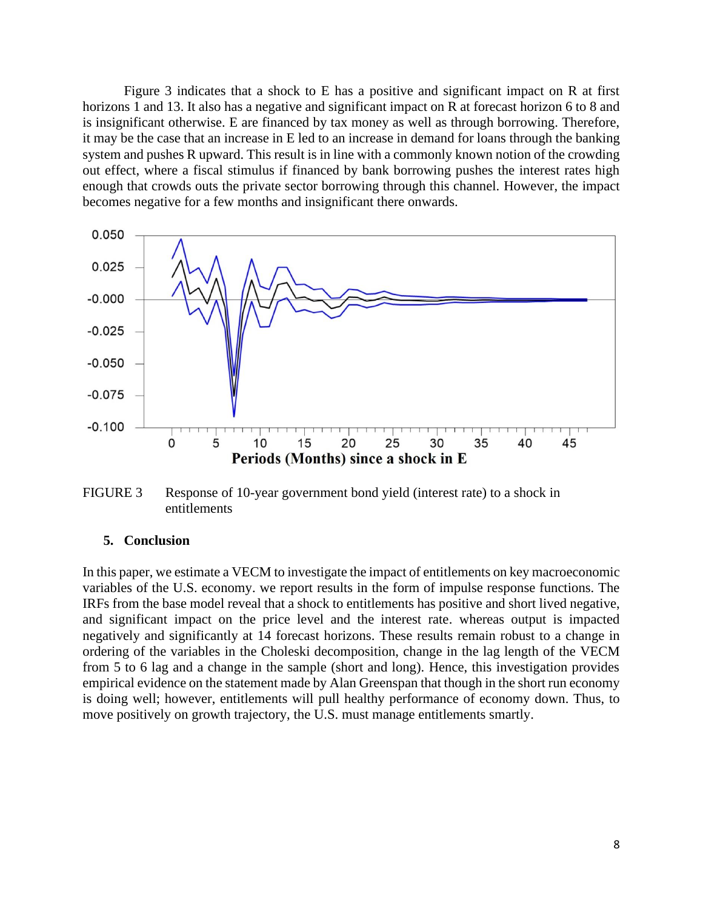Figure 3 indicates that a shock to E has a positive and significant impact on R at first horizons 1 and 13. It also has a negative and significant impact on R at forecast horizon 6 to 8 and is insignificant otherwise. E are financed by tax money as well as through borrowing. Therefore, it may be the case that an increase in E led to an increase in demand for loans through the banking system and pushes R upward. This result is in line with a commonly known notion of the crowding out effect, where a fiscal stimulus if financed by bank borrowing pushes the interest rates high enough that crowds outs the private sector borrowing through this channel. However, the impact becomes negative for a few months and insignificant there onwards.

FIGURE 3 Response of 10-year government bond yield (interest rate) to a shock in entitlements

## 5. Conclusion

In this paper, we estimate a VECM to investigate the impact of entitlements on key macroeconomic variables of the U.S. economy. we report results in the form of impulse response functions. The IRFs from the base model reveal that a shock to entitlements has positive and short lived negative, and significant impact on the price level and the interest rate. whereas output is impacted negatively and significantly at 14 forecast horizons. These results remain robust to a change in ordering of the variables in the Choleski decomposition, change in the lag length of the VECM from 5 to 6 lag and a change in the sample (short and long). Hence, this investigation provides empirical evidence on the statement made by Alan Greenspan that though in the short run economy is doing well; however, entitlements will pull healthy performance of economy down. Thus, to move positively on growth trajectory, the U.S. must manage entitlements smartly.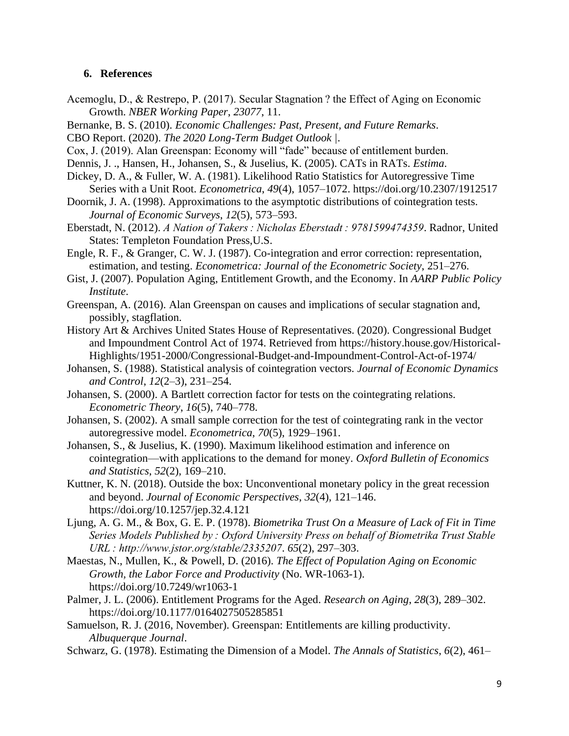## 6. References

Acemoglu, D., & Restrepo, P. (2017). Secular Stagnation ? the Effect of Aging on Economic Growth. *NBER Working Paper*, *23077*, 11.

Bernanke, B. S. (2010). *Economic Challenges: Past, Present, and Future Remarks*.

CBO Report. (2020). *The 2020 Long-Term Budget Outlook |*.

Cox, J. (2019). Alan Greenspan: Economy will "fade" because of entitlement burden.

Dennis, J. ., Hansen, H., Johansen, S., & Juselius, K. (2005). CATs in RATs. *Estima*.

Dickey, D. A., & Fuller, W. A. (1981). Likelihood Ratio Statistics for Autoregressive Time Series with a Unit Root. *Econometrica*, *49*(4), 1057–1072. https://doi.org/10.2307/1912517

Doornik, J. A. (1998). Approximations to the asymptotic distributions of cointegration tests. *Journal of Economic Surveys*, *12*(5), 573–593.

Eberstadt, N. (2012). *A Nation of Takers : Nicholas Eberstadt : 9781599474359*. Radnor, United States: Templeton Foundation Press,U.S.

Engle, R. F., & Granger, C. W. J. (1987). Co-integration and error correction: representation, estimation, and testing. *Econometrica: Journal of the Econometric Society*, 251–276.

Gist, J. (2007). Population Aging, Entitlement Growth, and the Economy. In *AARP Public Policy Institute*.

Greenspan, A. (2016). Alan Greenspan on causes and implications of secular stagnation and, possibly, stagflation.

History Art & Archives United States House of Representatives. (2020). Congressional Budget and Impoundment Control Act of 1974. Retrieved from https://history.house.gov/Historical-Highlights/1951-2000/Congressional-Budget-and-Impoundment-Control-Act-of-1974/

Johansen, S. (1988). Statistical analysis of cointegration vectors. *Journal of Economic Dynamics and Control*, *12*(2–3), 231–254.

Johansen, S. (2000). A Bartlett correction factor for tests on the cointegrating relations. *Econometric Theory*, *16*(5), 740–778.

Johansen, S. (2002). A small sample correction for the test of cointegrating rank in the vector autoregressive model. *Econometrica*, *70*(5), 1929–1961.

Johansen, S., & Juselius, K. (1990). Maximum likelihood estimation and inference on cointegration—with applications to the demand for money. *Oxford Bulletin of Economics and Statistics*, *52*(2), 169–210.

Kuttner, K. N. (2018). Outside the box: Unconventional monetary policy in the great recession and beyond. *Journal of Economic Perspectives*, *32*(4), 121–146. https://doi.org/10.1257/jep.32.4.121

Ljung, A. G. M., & Box, G. E. P. (1978). *Biometrika Trust On a Measure of Lack of Fit in Time Series Models Published by : Oxford University Press on behalf of Biometrika Trust Stable URL : http://www.jstor.org/stable/2335207*. *65*(2), 297–303.

Maestas, N., Mullen, K., & Powell, D. (2016). *The Effect of Population Aging on Economic Growth, the Labor Force and Productivity* (No. WR-1063-1). https://doi.org/10.7249/wr1063-1

Palmer, J. L. (2006). Entitlement Programs for the Aged. *Research on Aging*, *28*(3), 289–302. https://doi.org/10.1177/0164027505285851

Samuelson, R. J. (2016, November). Greenspan: Entitlements are killing productivity. *Albuquerque Journal*.

Schwarz, G. (1978). Estimating the Dimension of a Model. *The Annals of Statistics*, *6*(2), 461–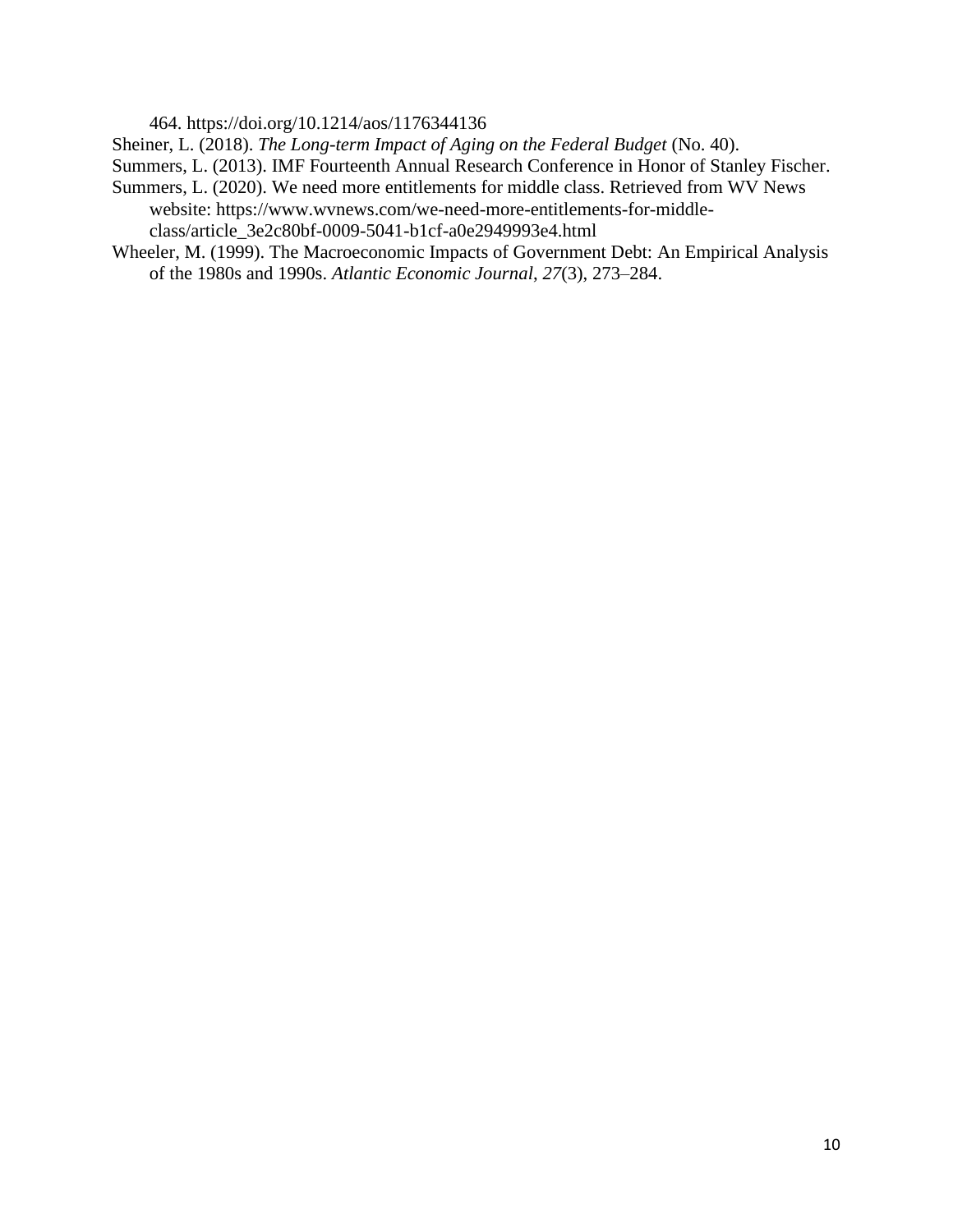464. https://doi.org/10.1214/aos/1176344136

Sheiner, L. (2018). *The Long-term Impact of Aging on the Federal Budget* (No. 40).

Summers, L. (2013). IMF Fourteenth Annual Research Conference in Honor of Stanley Fischer.

Summers, L. (2020). We need more entitlements for middle class. Retrieved from WV News website: https://www.wvnews.com/we-need-more-entitlements-for-middle-class/article_3e2c80bf-0009-5041-b1cf-a0e2949993e4.html

Wheeler, M. (1999). The Macroeconomic Impacts of Government Debt: An Empirical Analysis of the 1980s and 1990s. *Atlantic Economic Journal*, *27*(3), 273–284.